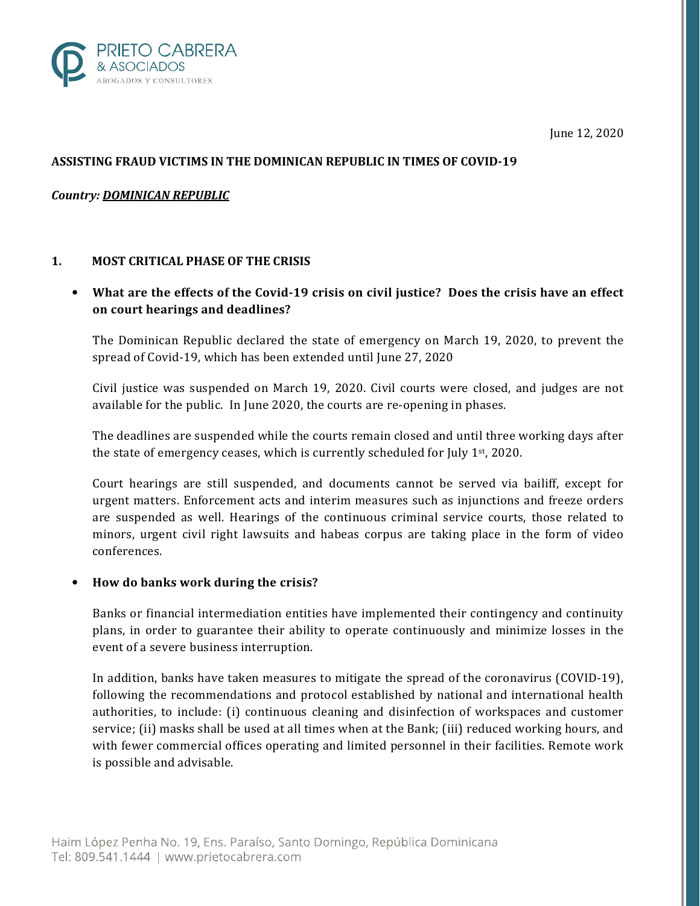June 12, 2020

**ASSISTING FRAUD VICTIMS IN THE DOMINICAN REPUBLIC IN TIMES OF COVID-19**

***Country: DOMINICAN REPUBLIC***

## 1. MOST CRITICAL PHASE OF THE CRISIS

- **What are the effects of the Covid-19 crisis on civil justice? Does the crisis have an effect on court hearings and deadlines?**

  The Dominican Republic declared the state of emergency on March 19, 2020, to prevent the spread of Covid-19, which has been extended until June 27, 2020

  Civil justice was suspended on March 19, 2020. Civil courts were closed, and judges are not available for the public. In June 2020, the courts are re-opening in phases.

  The deadlines are suspended while the courts remain closed and until three working days after the state of emergency ceases, which is currently scheduled for July 1st, 2020.

  Court hearings are still suspended, and documents cannot be served via bailiff, except for urgent matters. Enforcement acts and interim measures such as injunctions and freeze orders are suspended as well. Hearings of the continuous criminal service courts, those related to minors, urgent civil right lawsuits and habeas corpus are taking place in the form of video conferences.

- **How do banks work during the crisis?**

  Banks or financial intermediation entities have implemented their contingency and continuity plans, in order to guarantee their ability to operate continuously and minimize losses in the event of a severe business interruption.

  In addition, banks have taken measures to mitigate the spread of the coronavirus (COVID-19), following the recommendations and protocol established by national and international health authorities, to include: (i) continuous cleaning and disinfection of workspaces and customer service; (ii) masks shall be used at all times when at the Bank; (iii) reduced working hours, and with fewer commercial offices operating and limited personnel in their facilities. Remote work is possible and advisable.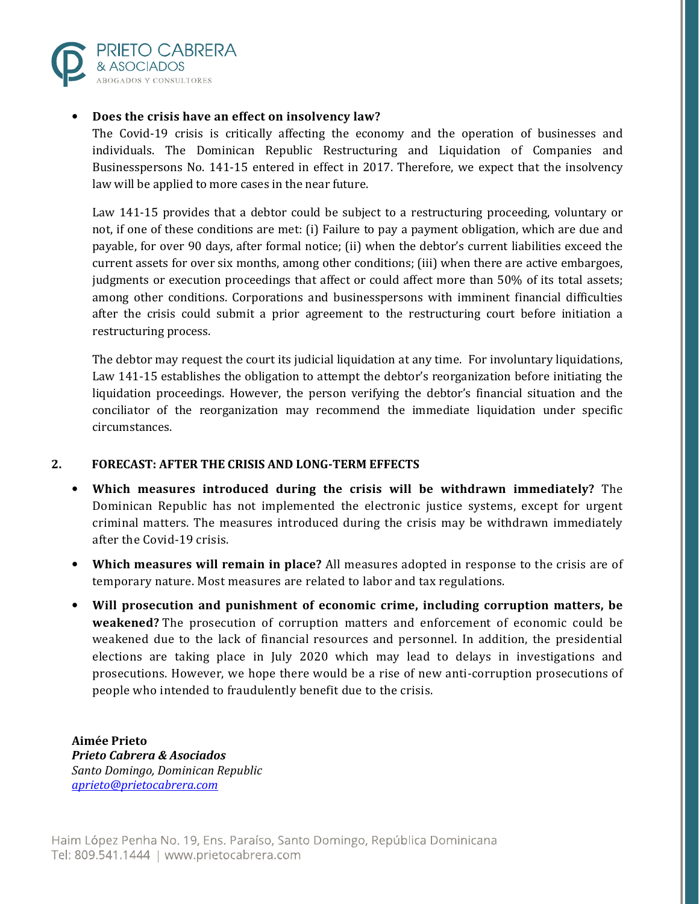- **Does the crisis have an effect on insolvency law?**
  The Covid-19 crisis is critically affecting the economy and the operation of businesses and individuals. The Dominican Republic Restructuring and Liquidation of Companies and Businesspersons No. 141-15 entered in effect in 2017. Therefore, we expect that the insolvency law will be applied to more cases in the near future.

  Law 141-15 provides that a debtor could be subject to a restructuring proceeding, voluntary or not, if one of these conditions are met: (i) Failure to pay a payment obligation, which are due and payable, for over 90 days, after formal notice; (ii) when the debtor's current liabilities exceed the current assets for over six months, among other conditions; (iii) when there are active embargoes, judgments or execution proceedings that affect or could affect more than 50% of its total assets; among other conditions. Corporations and businesspersons with imminent financial difficulties after the crisis could submit a prior agreement to the restructuring court before initiation a restructuring process.

  The debtor may request the court its judicial liquidation at any time. For involuntary liquidations, Law 141-15 establishes the obligation to attempt the debtor's reorganization before initiating the liquidation proceedings. However, the person verifying the debtor's financial situation and the conciliator of the reorganization may recommend the immediate liquidation under specific circumstances.

## 2. FORECAST: AFTER THE CRISIS AND LONG-TERM EFFECTS

- **Which measures introduced during the crisis will be withdrawn immediately?** The Dominican Republic has not implemented the electronic justice systems, except for urgent criminal matters. The measures introduced during the crisis may be withdrawn immediately after the Covid-19 crisis.
- **Which measures will remain in place?** All measures adopted in response to the crisis are of temporary nature. Most measures are related to labor and tax regulations.
- **Will prosecution and punishment of economic crime, including corruption matters, be weakened?** The prosecution of corruption matters and enforcement of economic could be weakened due to the lack of financial resources and personnel. In addition, the presidential elections are taking place in July 2020 which may lead to delays in investigations and prosecutions. However, we hope there would be a rise of new anti-corruption prosecutions of people who intended to fraudulently benefit due to the crisis.

**Aimée Prieto**
***Prieto Cabrera & Asociados***
*Santo Domingo, Dominican Republic*
*aprieto@prietocabrera.com*